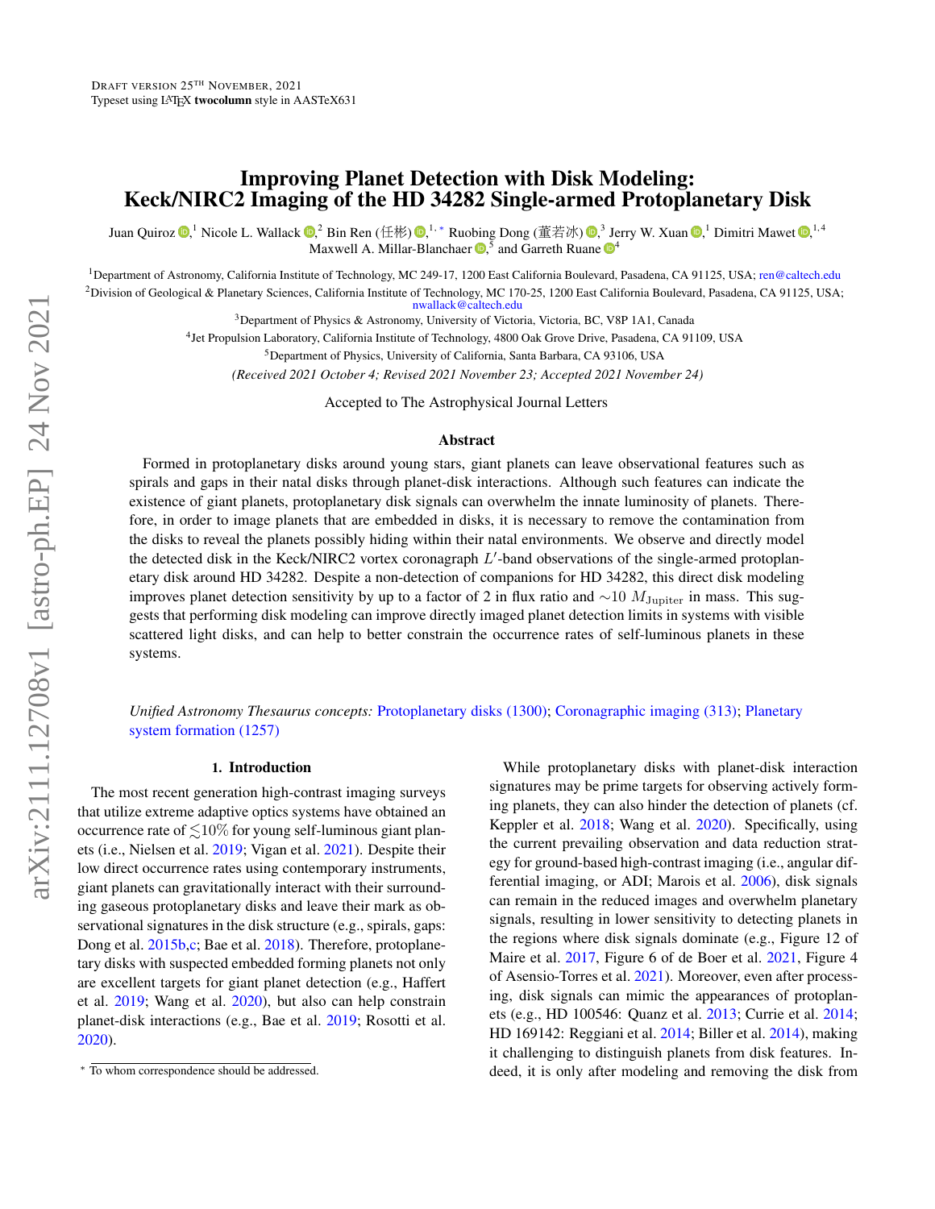Draft version 25th November, 2021
Typeset using LaTeX **twocolumn** style in AASTeX631

# Improving Planet Detection with Disk Modeling: Keck/NIRC2 Imaging of the HD 34282 Single-armed Protoplanetary Disk

Juan Quiroz,[1] Nicole L. Wallack,[2] Bin Ren (任彬),[1,*] Ruobing Dong (董若冰),[3] Jerry W. Xuan,[1] Dimitri Mawet,[1,4] Maxwell A. Millar-Blanchaer,[5] and Garreth Ruane[4]

[1]Department of Astronomy, California Institute of Technology, MC 249-17, 1200 East California Boulevard, Pasadena, CA 91125, USA; ren@caltech.edu

[2]Division of Geological & Planetary Sciences, California Institute of Technology, MC 170-25, 1200 East California Boulevard, Pasadena, CA 91125, USA; nwallack@caltech.edu

[3]Department of Physics & Astronomy, University of Victoria, Victoria, BC, V8P 1A1, Canada

[4]Jet Propulsion Laboratory, California Institute of Technology, 4800 Oak Grove Drive, Pasadena, CA 91109, USA

[5]Department of Physics, University of California, Santa Barbara, CA 93106, USA

*(Received 2021 October 4; Revised 2021 November 23; Accepted 2021 November 24)*

Accepted to The Astrophysical Journal Letters

## Abstract

Formed in protoplanetary disks around young stars, giant planets can leave observational features such as spirals and gaps in their natal disks through planet-disk interactions. Although such features can indicate the existence of giant planets, protoplanetary disk signals can overwhelm the innate luminosity of planets. Therefore, in order to image planets that are embedded in disks, it is necessary to remove the contamination from the disks to reveal the planets possibly hiding within their natal environments. We observe and directly model the detected disk in the Keck/NIRC2 vortex coronagraph $L'$-band observations of the single-armed protoplanetary disk around HD 34282. Despite a non-detection of companions for HD 34282, this direct disk modeling improves planet detection sensitivity by up to a factor of 2 in flux ratio and $\sim$10 $M_{\rm Jupiter}$ in mass. This suggests that performing disk modeling can improve directly imaged planet detection limits in systems with visible scattered light disks, and can help to better constrain the occurrence rates of self-luminous planets in these systems.

*Unified Astronomy Thesaurus concepts:* Protoplanetary disks (1300); Coronagraphic imaging (313); Planetary system formation (1257)

## 1. Introduction

The most recent generation high-contrast imaging surveys that utilize extreme adaptive optics systems have obtained an occurrence rate of $\lesssim$10% for young self-luminous giant planets (i.e., Nielsen et al. 2019; Vigan et al. 2021). Despite their low direct occurrence rates using contemporary instruments, giant planets can gravitationally interact with their surrounding gaseous protoplanetary disks and leave their mark as observational signatures in the disk structure (e.g., spirals, gaps: Dong et al. 2015b,c; Bae et al. 2018). Therefore, protoplanetary disks with suspected embedded forming planets not only are excellent targets for giant planet detection (e.g., Haffert et al. 2019; Wang et al. 2020), but also can help constrain planet-disk interactions (e.g., Bae et al. 2019; Rosotti et al. 2020).

While protoplanetary disks with planet-disk interaction signatures may be prime targets for observing actively forming planets, they can also hinder the detection of planets (cf. Keppler et al. 2018; Wang et al. 2020). Specifically, using the current prevailing observation and data reduction strategy for ground-based high-contrast imaging (i.e., angular differential imaging, or ADI; Marois et al. 2006), disk signals can remain in the reduced images and overwhelm planetary signals, resulting in lower sensitivity to detecting planets in the regions where disk signals dominate (e.g., Figure 12 of Maire et al. 2017, Figure 6 of de Boer et al. 2021, Figure 4 of Asensio-Torres et al. 2021). Moreover, even after processing, disk signals can mimic the appearances of protoplanets (e.g., HD 100546: Quanz et al. 2013; Currie et al. 2014; HD 169142: Reggiani et al. 2014; Biller et al. 2014), making it challenging to distinguish planets from disk features. Indeed, it is only after modeling and removing the disk from

* To whom correspondence should be addressed.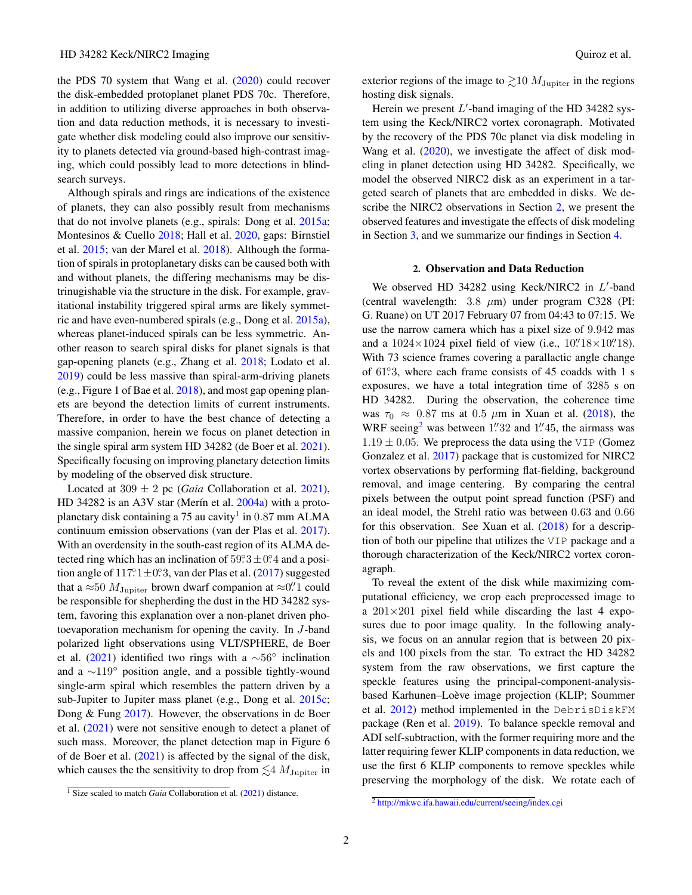the PDS 70 system that Wang et al. (2020) could recover the disk-embedded protoplanet planet PDS 70c. Therefore, in addition to utilizing diverse approaches in both observation and data reduction methods, it is necessary to investigate whether disk modeling could also improve our sensitivity to planets detected via ground-based high-contrast imaging, which could possibly lead to more detections in blind-search surveys.

Although spirals and rings are indications of the existence of planets, they can also possibly result from mechanisms that do not involve planets (e.g., spirals: Dong et al. 2015a; Montesinos & Cuello 2018; Hall et al. 2020, gaps: Birnstiel et al. 2015; van der Marel et al. 2018). Although the formation of spirals in protoplanetary disks can be caused both with and without planets, the differing mechanisms may be distrinugishable via the structure in the disk. For example, gravitational instability triggered spiral arms are likely symmetric and have even-numbered spirals (e.g., Dong et al. 2015a), whereas planet-induced spirals can be less symmetric. Another reason to search spiral disks for planet signals is that gap-opening planets (e.g., Zhang et al. 2018; Lodato et al. 2019) could be less massive than spiral-arm-driving planets (e.g., Figure 1 of Bae et al. 2018), and most gap opening planets are beyond the detection limits of current instruments. Therefore, in order to have the best chance of detecting a massive companion, herein we focus on planet detection in the single spiral arm system HD 34282 (de Boer et al. 2021). Specifically focusing on improving planetary detection limits by modeling of the observed disk structure.

Located at $309 \pm 2$ pc (*Gaia* Collaboration et al. 2021), HD 34282 is an A3V star (Merín et al. 2004a) with a protoplanetary disk containing a 75 au cavity[1] in 0.87 mm ALMA continuum emission observations (van der Plas et al. 2017). With an overdensity in the south-east region of its ALMA detected ring which has an inclination of $59.^{\circ}3 \pm 0.^{\circ}4$ and a position angle of $117.^{\circ}1 \pm 0.^{\circ}3$, van der Plas et al. (2017) suggested that a $\approx 50\ M_{\rm Jupiter}$ brown dwarf companion at $\approx 0.''1$ could be responsible for shepherding the dust in the HD 34282 system, favoring this explanation over a non-planet driven photoevaporation mechanism for opening the cavity. In $J$-band polarized light observations using VLT/SPHERE, de Boer et al. (2021) identified two rings with a $\sim 56^{\circ}$ inclination and a $\sim 119^{\circ}$ position angle, and a possible tightly-wound single-arm spiral which resembles the pattern driven by a sub-Jupiter to Jupiter mass planet (e.g., Dong et al. 2015c; Dong & Fung 2017). However, the observations in de Boer et al. (2021) were not sensitive enough to detect a planet of such mass. Moreover, the planet detection map in Figure 6 of de Boer et al. (2021) is affected by the signal of the disk, which causes the the sensitivity to drop from $\lesssim 4\ M_{\rm Jupiter}$ in exterior regions of the image to $\gtrsim 10\ M_{\rm Jupiter}$ in the regions hosting disk signals.

Herein we present $L'$-band imaging of the HD 34282 system using the Keck/NIRC2 vortex coronagraph. Motivated by the recovery of the PDS 70c planet via disk modeling in Wang et al. (2020), we investigate the affect of disk modeling in planet detection using HD 34282. Specifically, we model the observed NIRC2 disk as an experiment in a targeted search of planets that are embedded in disks. We describe the NIRC2 observations in Section 2, we present the observed features and investigate the effects of disk modeling in Section 3, and we summarize our findings in Section 4.

## 2. Observation and Data Reduction

We observed HD 34282 using Keck/NIRC2 in $L'$-band (central wavelength: 3.8 $\mu$m) under program C328 (PI: G. Ruane) on UT 2017 February 07 from 04:43 to 07:15. We use the narrow camera which has a pixel size of 9.942 mas and a 1024×1024 pixel field of view (i.e., $10.''18 \times 10.''18$). With 73 science frames covering a parallactic angle change of $61.^{\circ}3$, where each frame consists of 45 coadds with 1 s exposures, we have a total integration time of 3285 s on HD 34282. During the observation, the coherence time was $\tau_0 \approx 0.87$ ms at 0.5 $\mu$m in Xuan et al. (2018), the WRF seeing[2] was between $1.''32$ and $1.''45$, the airmass was $1.19 \pm 0.05$. We preprocess the data using the `VIP` (Gomez Gonzalez et al. 2017) package that is customized for NIRC2 vortex observations by performing flat-fielding, background removal, and image centering. By comparing the central pixels between the output point spread function (PSF) and an ideal model, the Strehl ratio was between 0.63 and 0.66 for this observation. See Xuan et al. (2018) for a description of both our pipeline that utilizes the `VIP` package and a thorough characterization of the Keck/NIRC2 vortex coronagraph.

To reveal the extent of the disk while maximizing computational efficiency, we crop each preprocessed image to a 201×201 pixel field while discarding the last 4 exposures due to poor image quality. In the following analysis, we focus on an annular region that is between 20 pixels and 100 pixels from the star. To extract the HD 34282 system from the raw observations, we first capture the speckle features using the principal-component-analysis-based Karhunen–Loève image projection (KLIP; Soummer et al. 2012) method implemented in the `DebrisDiskFM` package (Ren et al. 2019). To balance speckle removal and ADI self-subtraction, with the former requiring more and the latter requiring fewer KLIP components in data reduction, we use the first 6 KLIP components to remove speckles while preserving the morphology of the disk. We rotate each of

[1] Size scaled to match *Gaia* Collaboration et al. (2021) distance.

[2] http://mkwc.ifa.hawaii.edu/current/seeing/index.cgi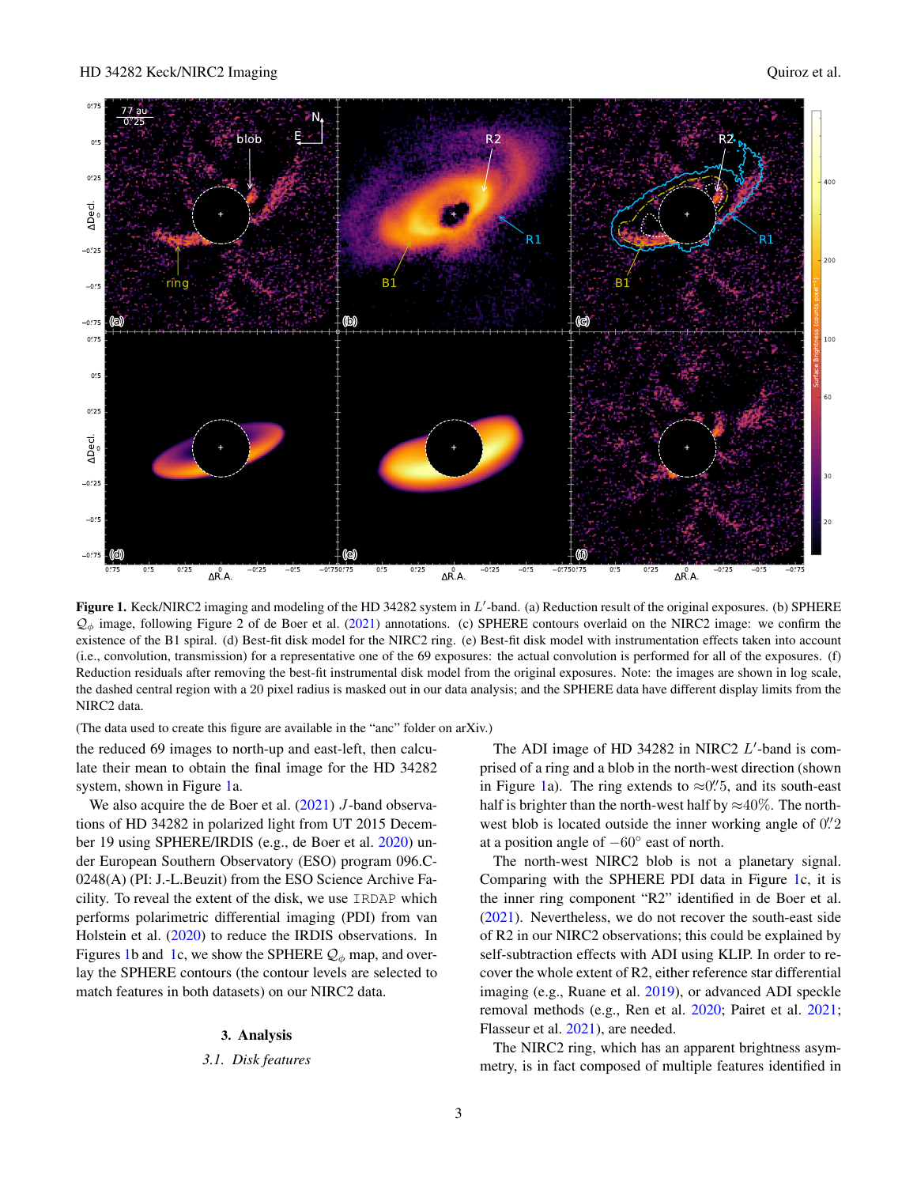**Figure 1.** Keck/NIRC2 imaging and modeling of the HD 34282 system in $L'$-band. (a) Reduction result of the original exposures. (b) SPHERE $\mathcal{Q}_\phi$ image, following Figure 2 of de Boer et al. (2021) annotations. (c) SPHERE contours overlaid on the NIRC2 image: we confirm the existence of the B1 spiral. (d) Best-fit disk model for the NIRC2 ring. (e) Best-fit disk model with instrumentation effects taken into account (i.e., convolution, transmission) for a representative one of the 69 exposures: the actual convolution is performed for all of the exposures. (f) Reduction residuals after removing the best-fit instrumental disk model from the original exposures. Note: the images are shown in log scale, the dashed central region with a 20 pixel radius is masked out in our data analysis; and the SPHERE data have different display limits from the NIRC2 data.

(The data used to create this figure are available in the "anc" folder on arXiv.)

the reduced 69 images to north-up and east-left, then calculate their mean to obtain the final image for the HD 34282 system, shown in Figure 1a.

We also acquire the de Boer et al. (2021) $J$-band observations of HD 34282 in polarized light from UT 2015 December 19 using SPHERE/IRDIS (e.g., de Boer et al. 2020) under European Southern Observatory (ESO) program 096.C-0248(A) (PI: J.-L.Beuzit) from the ESO Science Archive Facility. To reveal the extent of the disk, we use `IRDAP` which performs polarimetric differential imaging (PDI) from van Holstein et al. (2020) to reduce the IRDIS observations. In Figures 1b and 1c, we show the SPHERE $\mathcal{Q}_\phi$ map, and overlay the SPHERE contours (the contour levels are selected to match features in both datasets) on our NIRC2 data.

## 3. Analysis

### 3.1. *Disk features*

The ADI image of HD 34282 in NIRC2 $L'$-band is comprised of a ring and a blob in the north-west direction (shown in Figure 1a). The ring extends to $\approx 0\farcs5$, and its south-east half is brighter than the north-west half by $\approx 40\%$. The north-west blob is located outside the inner working angle of $0\farcs2$ at a position angle of $-60^\circ$ east of north.

The north-west NIRC2 blob is not a planetary signal. Comparing with the SPHERE PDI data in Figure 1c, it is the inner ring component "R2" identified in de Boer et al. (2021). Nevertheless, we do not recover the south-east side of R2 in our NIRC2 observations; this could be explained by self-subtraction effects with ADI using KLIP. In order to recover the whole extent of R2, either reference star differential imaging (e.g., Ruane et al. 2019), or advanced ADI speckle removal methods (e.g., Ren et al. 2020; Pairet et al. 2021; Flasseur et al. 2021), are needed.

The NIRC2 ring, which has an apparent brightness asymmetry, is in fact composed of multiple features identified in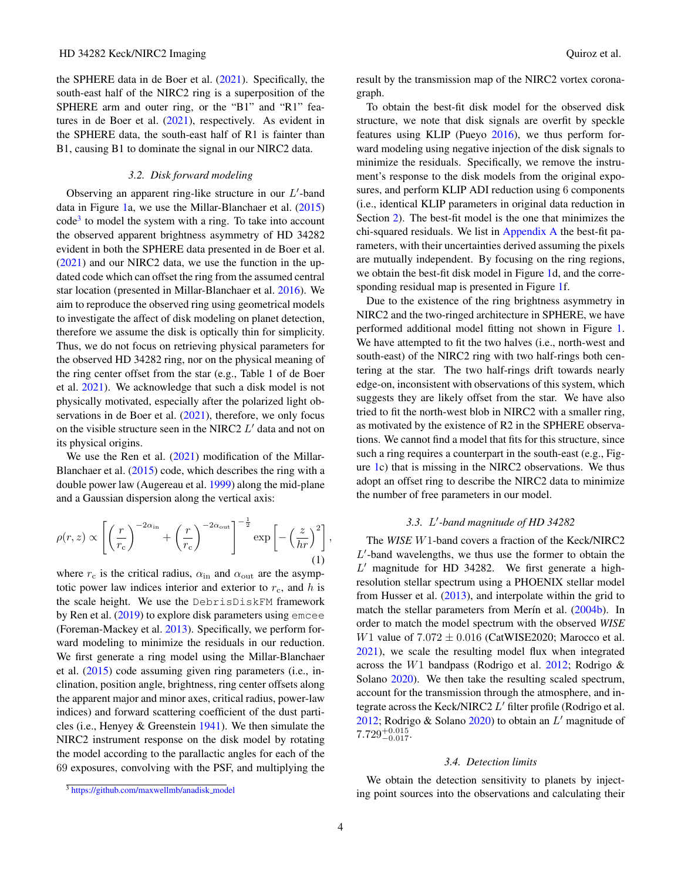the SPHERE data in de Boer et al. (2021). Specifically, the south-east half of the NIRC2 ring is a superposition of the SPHERE arm and outer ring, or the "B1" and "R1" features in de Boer et al. (2021), respectively. As evident in the SPHERE data, the south-east half of R1 is fainter than B1, causing B1 to dominate the signal in our NIRC2 data.

### 3.2. Disk forward modeling

Observing an apparent ring-like structure in our $L'$-band data in Figure 1a, we use the Millar-Blanchaer et al. (2015) code[3] to model the system with a ring. To take into account the observed apparent brightness asymmetry of HD 34282 evident in both the SPHERE data presented in de Boer et al. (2021) and our NIRC2 data, we use the function in the updated code which can offset the ring from the assumed central star location (presented in Millar-Blanchaer et al. 2016). We aim to reproduce the observed ring using geometrical models to investigate the affect of disk modeling on planet detection, therefore we assume the disk is optically thin for simplicity. Thus, we do not focus on retrieving physical parameters for the observed HD 34282 ring, nor on the physical meaning of the ring center offset from the star (e.g., Table 1 of de Boer et al. 2021). We acknowledge that such a disk model is not physically motivated, especially after the polarized light observations in de Boer et al. (2021), therefore, we only focus on the visible structure seen in the NIRC2 $L'$ data and not on its physical origins.

We use the Ren et al. (2021) modification of the Millar-Blanchaer et al. (2015) code, which describes the ring with a double power law (Augereau et al. 1999) along the mid-plane and a Gaussian dispersion along the vertical axis:

$$\rho(r, z) \propto \left[\left(\frac{r}{r_{\rm c}}\right)^{-2\alpha_{\rm in}} + \left(\frac{r}{r_{\rm c}}\right)^{-2\alpha_{\rm out}}\right]^{-\frac{1}{2}} \exp\left[-\left(\frac{z}{hr}\right)^2\right], \tag{1}$$

where $r_{\rm c}$ is the critical radius, $\alpha_{\rm in}$ and $\alpha_{\rm out}$ are the asymptotic power law indices interior and exterior to $r_{\rm c}$, and $h$ is the scale height. We use the `DebrisDiskFM` framework by Ren et al. (2019) to explore disk parameters using `emcee` (Foreman-Mackey et al. 2013). Specifically, we perform forward modeling to minimize the residuals in our reduction. We first generate a ring model using the Millar-Blanchaer et al. (2015) code assuming given ring parameters (i.e., inclination, position angle, brightness, ring center offsets along the apparent major and minor axes, critical radius, power-law indices) and forward scattering coefficient of the dust particles (i.e., Henyey & Greenstein 1941). We then simulate the NIRC2 instrument response on the disk model by rotating the model according to the parallactic angles for each of the 69 exposures, convolving with the PSF, and multiplying the result by the transmission map of the NIRC2 vortex coronagraph.

To obtain the best-fit disk model for the observed disk structure, we note that disk signals are overfit by speckle features using KLIP (Pueyo 2016), we thus perform forward modeling using negative injection of the disk signals to minimize the residuals. Specifically, we remove the instrument's response to the disk models from the original exposures, and perform KLIP ADI reduction using 6 components (i.e., identical KLIP parameters in original data reduction in Section 2). The best-fit model is the one that minimizes the chi-squared residuals. We list in Appendix A the best-fit parameters, with their uncertainties derived assuming the pixels are mutually independent. By focusing on the ring regions, we obtain the best-fit disk model in Figure 1d, and the corresponding residual map is presented in Figure 1f.

Due to the existence of the ring brightness asymmetry in NIRC2 and the two-ringed architecture in SPHERE, we have performed additional model fitting not shown in Figure 1. We have attempted to fit the two halves (i.e., north-west and south-east) of the NIRC2 ring with two half-rings both centering at the star. The two half-rings drift towards nearly edge-on, inconsistent with observations of this system, which suggests they are likely offset from the star. We have also tried to fit the north-west blob in NIRC2 with a smaller ring, as motivated by the existence of R2 in the SPHERE observations. We cannot find a model that fits for this structure, since such a ring requires a counterpart in the south-east (e.g., Figure 1c) that is missing in the NIRC2 observations. We thus adopt an offset ring to describe the NIRC2 data to minimize the number of free parameters in our model.

### 3.3. $L'$-band magnitude of HD 34282

The *WISE* $W1$-band covers a fraction of the Keck/NIRC2 $L'$-band wavelengths, we thus use the former to obtain the $L'$ magnitude for HD 34282. We first generate a high-resolution stellar spectrum using a PHOENIX stellar model from Husser et al. (2013), and interpolate within the grid to match the stellar parameters from Merín et al. (2004b). In order to match the model spectrum with the observed *WISE* $W1$ value of $7.072 \pm 0.016$ (CatWISE2020; Marocco et al. 2021), we scale the resulting model flux when integrated across the $W1$ bandpass (Rodrigo et al. 2012; Rodrigo & Solano 2020). We then take the resulting scaled spectrum, account for the transmission through the atmosphere, and integrate across the Keck/NIRC2 $L'$ filter profile (Rodrigo et al. 2012; Rodrigo & Solano 2020) to obtain an $L'$ magnitude of $7.729^{+0.015}_{-0.017}$.

### 3.4. Detection limits

We obtain the detection sensitivity to planets by injecting point sources into the observations and calculating their

[3] https://github.com/maxwellmb/anadisk_model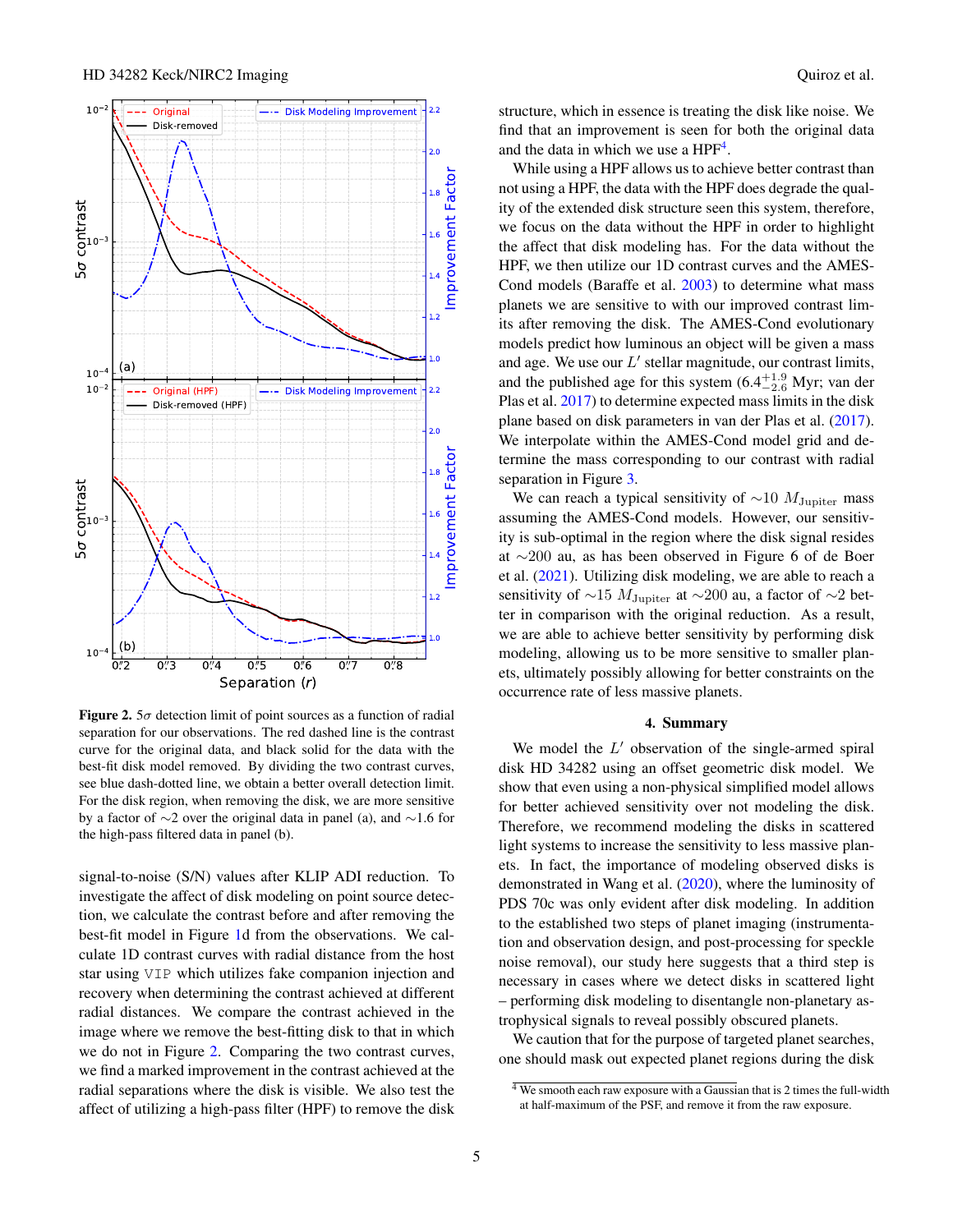**Figure 2.** $5\sigma$ detection limit of point sources as a function of radial separation for our observations. The red dashed line is the contrast curve for the original data, and black solid for the data with the best-fit disk model removed. By dividing the two contrast curves, see blue dash-dotted line, we obtain a better overall detection limit. For the disk region, when removing the disk, we are more sensitive by a factor of ∼2 over the original data in panel (a), and ∼1.6 for the high-pass filtered data in panel (b).

signal-to-noise (S/N) values after KLIP ADI reduction. To investigate the affect of disk modeling on point source detection, we calculate the contrast before and after removing the best-fit model in Figure 1d from the observations. We calculate 1D contrast curves with radial distance from the host star using `VIP` which utilizes fake companion injection and recovery when determining the contrast achieved at different radial distances. We compare the contrast achieved in the image where we remove the best-fitting disk to that in which we do not in Figure 2. Comparing the two contrast curves, we find a marked improvement in the contrast achieved at the radial separations where the disk is visible. We also test the affect of utilizing a high-pass filter (HPF) to remove the disk structure, which in essence is treating the disk like noise. We find that an improvement is seen for both the original data and the data in which we use a HPF[4].

While using a HPF allows us to achieve better contrast than not using a HPF, the data with the HPF does degrade the quality of the extended disk structure seen this system, therefore, we focus on the data without the HPF in order to highlight the affect that disk modeling has. For the data without the HPF, we then utilize our 1D contrast curves and the AMES-Cond models (Baraffe et al. 2003) to determine what mass planets we are sensitive to with our improved contrast limits after removing the disk. The AMES-Cond evolutionary models predict how luminous an object will be given a mass and age. We use our $L'$ stellar magnitude, our contrast limits, and the published age for this system ($6.4^{+1.9}_{-2.6}$ Myr; van der Plas et al. 2017) to determine expected mass limits in the disk plane based on disk parameters in van der Plas et al. (2017). We interpolate within the AMES-Cond model grid and determine the mass corresponding to our contrast with radial separation in Figure 3.

We can reach a typical sensitivity of $\sim 10\ M_{\rm Jupiter}$ mass assuming the AMES-Cond models. However, our sensitivity is sub-optimal in the region where the disk signal resides at ∼200 au, as has been observed in Figure 6 of de Boer et al. (2021). Utilizing disk modeling, we are able to reach a sensitivity of $\sim 15\ M_{\rm Jupiter}$ at ∼200 au, a factor of ∼2 better in comparison with the original reduction. As a result, we are able to achieve better sensitivity by performing disk modeling, allowing us to be more sensitive to smaller planets, ultimately possibly allowing for better constraints on the occurrence rate of less massive planets.

## 4. Summary

We model the $L'$ observation of the single-armed spiral disk HD 34282 using an offset geometric disk model. We show that even using a non-physical simplified model allows for better achieved sensitivity over not modeling the disk. Therefore, we recommend modeling the disks in scattered light systems to increase the sensitivity to less massive planets. In fact, the importance of modeling observed disks is demonstrated in Wang et al. (2020), where the luminosity of PDS 70c was only evident after disk modeling. In addition to the established two steps of planet imaging (instrumentation and observation design, and post-processing for speckle noise removal), our study here suggests that a third step is necessary in cases where we detect disks in scattered light – performing disk modeling to disentangle non-planetary astrophysical signals to reveal possibly obscured planets.

We caution that for the purpose of targeted planet searches, one should mask out expected planet regions during the disk

[4] We smooth each raw exposure with a Gaussian that is 2 times the full-width at half-maximum of the PSF, and remove it from the raw exposure.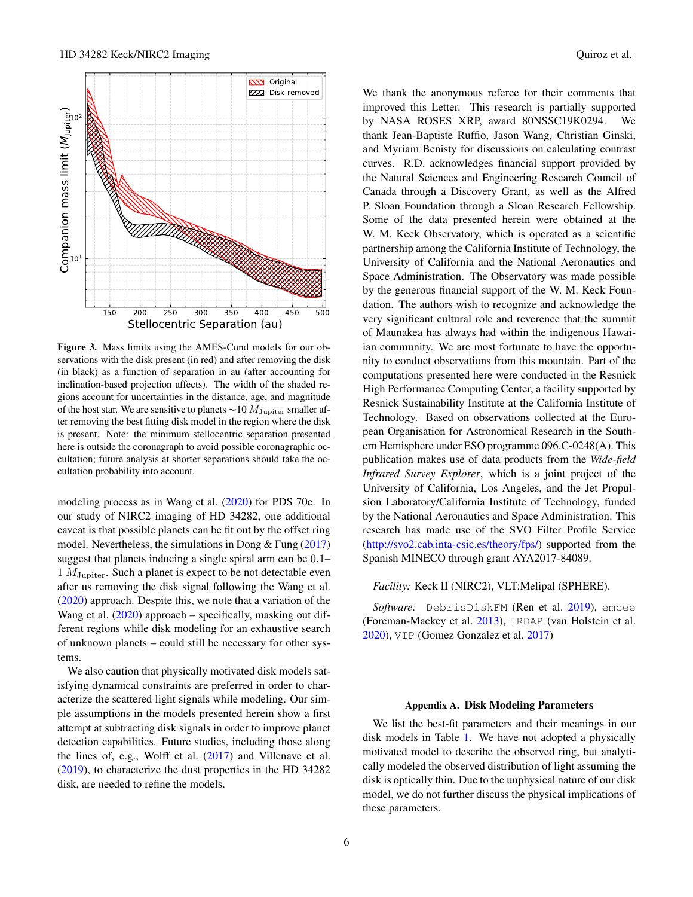**Figure 3.** Mass limits using the AMES-Cond models for our observations with the disk present (in red) and after removing the disk (in black) as a function of separation in au (after accounting for inclination-based projection affects). The width of the shaded regions account for uncertainties in the distance, age, and magnitude of the host star. We are sensitive to planets $\sim$10 $M_{\rm Jupiter}$ smaller after removing the best fitting disk model in the region where the disk is present. Note: the minimum stellocentric separation presented here is outside the coronagraph to avoid possible coronagraphic occultation; future analysis at shorter separations should take the occultation probability into account.

modeling process as in Wang et al. (2020) for PDS 70c. In our study of NIRC2 imaging of HD 34282, one additional caveat is that possible planets can be fit out by the offset ring model. Nevertheless, the simulations in Dong & Fung (2017) suggest that planets inducing a single spiral arm can be 0.1–1 $M_{\rm Jupiter}$. Such a planet is expect to be not detectable even after us removing the disk signal following the Wang et al. (2020) approach. Despite this, we note that a variation of the Wang et al. (2020) approach – specifically, masking out different regions while disk modeling for an exhaustive search of unknown planets – could still be necessary for other systems.

We also caution that physically motivated disk models satisfying dynamical constraints are preferred in order to characterize the scattered light signals while modeling. Our simple assumptions in the models presented herein show a first attempt at subtracting disk signals in order to improve planet detection capabilities. Future studies, including those along the lines of, e.g., Wolff et al. (2017) and Villenave et al. (2019), to characterize the dust properties in the HD 34282 disk, are needed to refine the models.

We thank the anonymous referee for their comments that improved this Letter. This research is partially supported by NASA ROSES XRP, award 80NSSC19K0294. We thank Jean-Baptiste Ruffio, Jason Wang, Christian Ginski, and Myriam Benisty for discussions on calculating contrast curves. R.D. acknowledges financial support provided by the Natural Sciences and Engineering Research Council of Canada through a Discovery Grant, as well as the Alfred P. Sloan Foundation through a Sloan Research Fellowship. Some of the data presented herein were obtained at the W. M. Keck Observatory, which is operated as a scientific partnership among the California Institute of Technology, the University of California and the National Aeronautics and Space Administration. The Observatory was made possible by the generous financial support of the W. M. Keck Foundation. The authors wish to recognize and acknowledge the very significant cultural role and reverence that the summit of Maunakea has always had within the indigenous Hawaiian community. We are most fortunate to have the opportunity to conduct observations from this mountain. Part of the computations presented here were conducted in the Resnick High Performance Computing Center, a facility supported by Resnick Sustainability Institute at the California Institute of Technology. Based on observations collected at the European Organisation for Astronomical Research in the Southern Hemisphere under ESO programme 096.C-0248(A). This publication makes use of data products from the *Wide-field Infrared Survey Explorer*, which is a joint project of the University of California, Los Angeles, and the Jet Propulsion Laboratory/California Institute of Technology, funded by the National Aeronautics and Space Administration. This research has made use of the SVO Filter Profile Service (http://svo2.cab.inta-csic.es/theory/fps/) supported from the Spanish MINECO through grant AYA2017-84089.

*Facility:* Keck II (NIRC2), VLT:Melipal (SPHERE).

*Software:* `DebrisDiskFM` (Ren et al. 2019), `emcee` (Foreman-Mackey et al. 2013), `IRDAP` (van Holstein et al. 2020), `VIP` (Gomez Gonzalez et al. 2017)

## Appendix A. Disk Modeling Parameters

We list the best-fit parameters and their meanings in our disk models in Table 1. We have not adopted a physically motivated model to describe the observed ring, but analytically modeled the observed distribution of light assuming the disk is optically thin. Due to the unphysical nature of our disk model, we do not further discuss the physical implications of these parameters.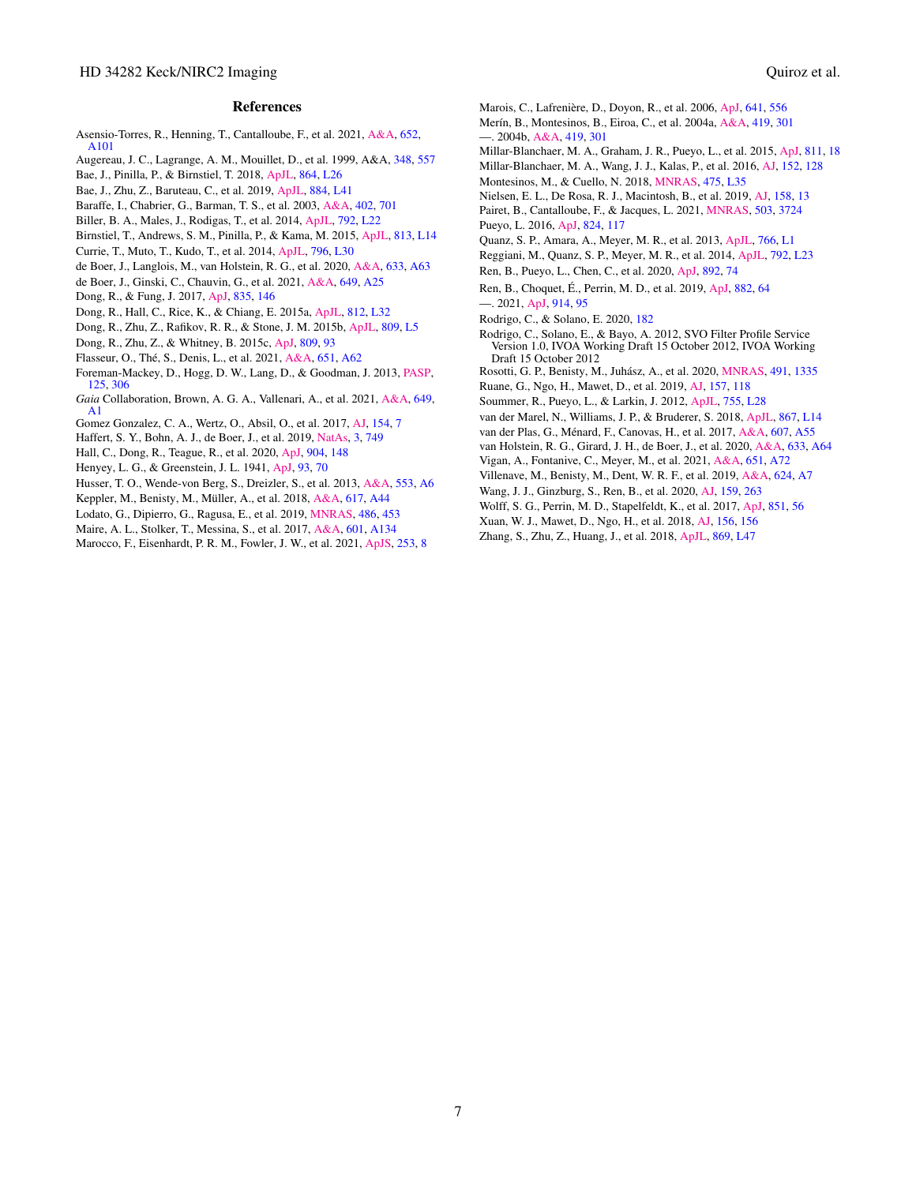## References

Asensio-Torres, R., Henning, T., Cantalloube, F., et al. 2021, A&A, 652, A101

Augereau, J. C., Lagrange, A. M., Mouillet, D., et al. 1999, A&A, 348, 557

Bae, J., Pinilla, P., & Birnstiel, T. 2018, ApJL, 864, L26

Bae, J., Zhu, Z., Baruteau, C., et al. 2019, ApJL, 884, L41

Baraffe, I., Chabrier, G., Barman, T. S., et al. 2003, A&A, 402, 701

Biller, B. A., Males, J., Rodigas, T., et al. 2014, ApJL, 792, L22

Birnstiel, T., Andrews, S. M., Pinilla, P., & Kama, M. 2015, ApJL, 813, L14

Currie, T., Muto, T., Kudo, T., et al. 2014, ApJL, 796, L30

de Boer, J., Langlois, M., van Holstein, R. G., et al. 2020, A&A, 633, A63

de Boer, J., Ginski, C., Chauvin, G., et al. 2021, A&A, 649, A25

Dong, R., & Fung, J. 2017, ApJ, 835, 146

Dong, R., Hall, C., Rice, K., & Chiang, E. 2015a, ApJL, 812, L32

Dong, R., Zhu, Z., Rafikov, R. R., & Stone, J. M. 2015b, ApJL, 809, L5

Dong, R., Zhu, Z., & Whitney, B. 2015c, ApJ, 809, 93

Flasseur, O., Thé, S., Denis, L., et al. 2021, A&A, 651, A62

Foreman-Mackey, D., Hogg, D. W., Lang, D., & Goodman, J. 2013, PASP, 125, 306

*Gaia* Collaboration, Brown, A. G. A., Vallenari, A., et al. 2021, A&A, 649, A1

Gomez Gonzalez, C. A., Wertz, O., Absil, O., et al. 2017, AJ, 154, 7

Haffert, S. Y., Bohn, A. J., de Boer, J., et al. 2019, NatAs, 3, 749

Hall, C., Dong, R., Teague, R., et al. 2020, ApJ, 904, 148

Henyey, L. G., & Greenstein, J. L. 1941, ApJ, 93, 70

Husser, T. O., Wende-von Berg, S., Dreizler, S., et al. 2013, A&A, 553, A6

Keppler, M., Benisty, M., Müller, A., et al. 2018, A&A, 617, A44

Lodato, G., Dipierro, G., Ragusa, E., et al. 2019, MNRAS, 486, 453

Maire, A. L., Stolker, T., Messina, S., et al. 2017, A&A, 601, A134

Marocco, F., Eisenhardt, P. R. M., Fowler, J. W., et al. 2021, ApJS, 253, 8

Marois, C., Lafrenière, D., Doyon, R., et al. 2006, ApJ, 641, 556

Merín, B., Montesinos, B., Eiroa, C., et al. 2004a, A&A, 419, 301

—. 2004b, A&A, 419, 301

Millar-Blanchaer, M. A., Graham, J. R., Pueyo, L., et al. 2015, ApJ, 811, 18

Millar-Blanchaer, M. A., Wang, J. J., Kalas, P., et al. 2016, AJ, 152, 128

Montesinos, M., & Cuello, N. 2018, MNRAS, 475, L35

Nielsen, E. L., De Rosa, R. J., Macintosh, B., et al. 2019, AJ, 158, 13

Pairet, B., Cantalloube, F., & Jacques, L. 2021, MNRAS, 503, 3724

Pueyo, L. 2016, ApJ, 824, 117

Quanz, S. P., Amara, A., Meyer, M. R., et al. 2013, ApJL, 766, L1

Reggiani, M., Quanz, S. P., Meyer, M. R., et al. 2014, ApJL, 792, L23

Ren, B., Pueyo, L., Chen, C., et al. 2020, ApJ, 892, 74

Ren, B., Choquet, É., Perrin, M. D., et al. 2019, ApJ, 882, 64

—. 2021, ApJ, 914, 95

Rodrigo, C., & Solano, E. 2020, 182

Rodrigo, C., Solano, E., & Bayo, A. 2012, SVO Filter Profile Service Version 1.0, IVOA Working Draft 15 October 2012, IVOA Working Draft 15 October 2012

Rosotti, G. P., Benisty, M., Juhász, A., et al. 2020, MNRAS, 491, 1335

Ruane, G., Ngo, H., Mawet, D., et al. 2019, AJ, 157, 118

Soummer, R., Pueyo, L., & Larkin, J. 2012, ApJL, 755, L28

van der Marel, N., Williams, J. P., & Bruderer, S. 2018, ApJL, 867, L14

van der Plas, G., Ménard, F., Canovas, H., et al. 2017, A&A, 607, A55

van Holstein, R. G., Girard, J. H., de Boer, J., et al. 2020, A&A, 633, A64

Vigan, A., Fontanive, C., Meyer, M., et al. 2021, A&A, 651, A72

Villenave, M., Benisty, M., Dent, W. R. F., et al. 2019, A&A, 624, A7

Wang, J. J., Ginzburg, S., Ren, B., et al. 2020, AJ, 159, 263

Wolff, S. G., Perrin, M. D., Stapelfeldt, K., et al. 2017, ApJ, 851, 56

Xuan, W. J., Mawet, D., Ngo, H., et al. 2018, AJ, 156, 156

Zhang, S., Zhu, Z., Huang, J., et al. 2018, ApJL, 869, L47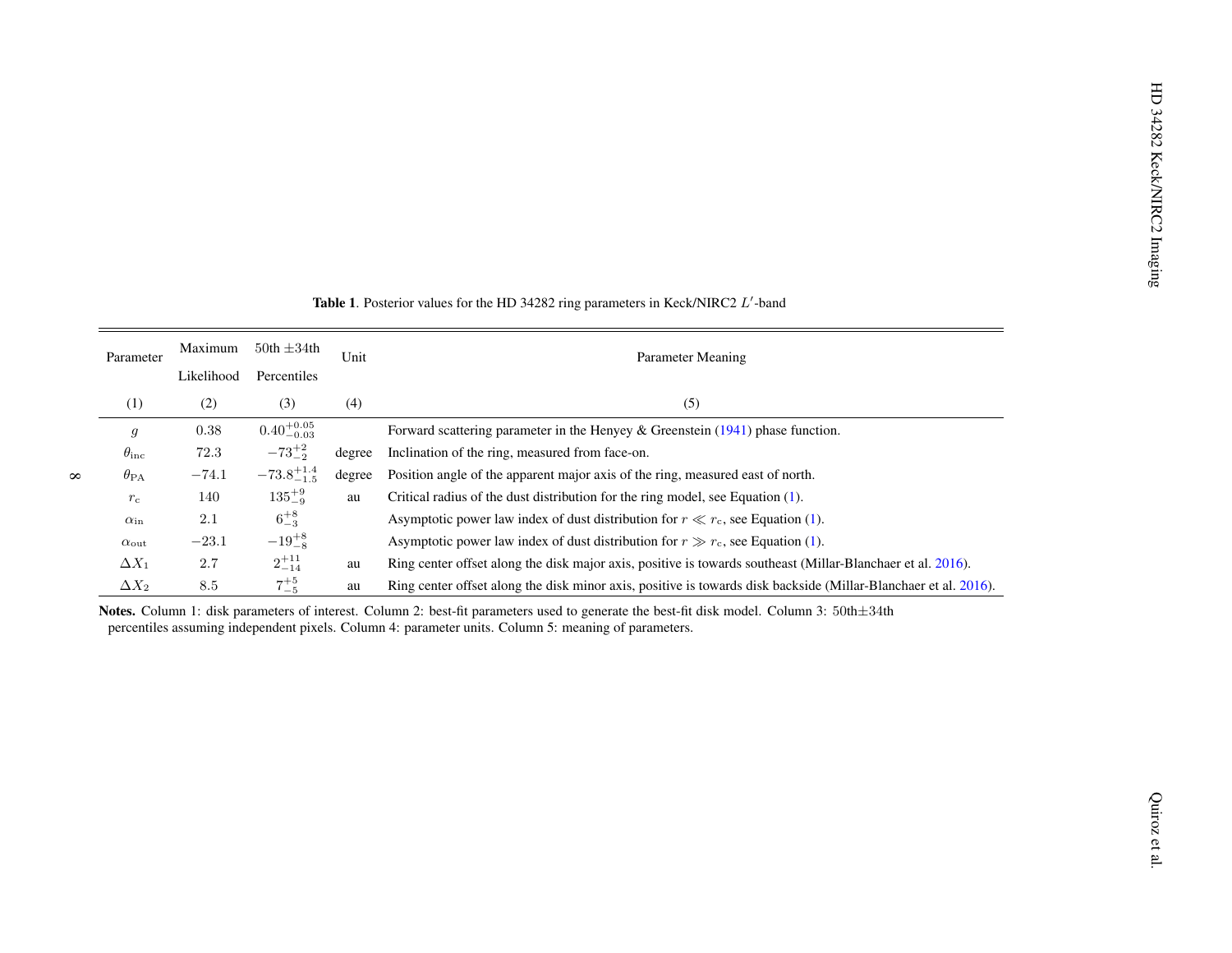**Table 1**. Posterior values for the HD 34282 ring parameters in Keck/NIRC2 $L'$-band

| Parameter (1) | Maximum Likelihood (2) | 50th $\pm$34th Percentiles (3) | Unit (4) | Parameter Meaning (5) |
|---|---|---|---|---|
| $g$ | $0.38$ | $0.40^{+0.05}_{-0.03}$ | | Forward scattering parameter in the Henyey & Greenstein (1941) phase function. |
| $\theta_{\rm inc}$ | $72.3$ | $-73^{+2}_{-2}$ | degree | Inclination of the ring, measured from face-on. |
| $\theta_{\rm PA}$ | $-74.1$ | $-73.8^{+1.4}_{-1.5}$ | degree | Position angle of the apparent major axis of the ring, measured east of north. |
| $r_{\rm c}$ | $140$ | $135^{+9}_{-9}$ | au | Critical radius of the dust distribution for the ring model, see Equation (1). |
| $\alpha_{\rm in}$ | $2.1$ | $6^{+8}_{-3}$ | | Asymptotic power law index of dust distribution for $r \ll r_{\rm c}$, see Equation (1). |
| $\alpha_{\rm out}$ | $-23.1$ | $-19^{+8}_{-8}$ | | Asymptotic power law index of dust distribution for $r \gg r_{\rm c}$, see Equation (1). |
| $\Delta X_1$ | $2.7$ | $2^{+11}_{-14}$ | au | Ring center offset along the disk major axis, positive is towards southeast (Millar-Blanchaer et al. 2016). |
| $\Delta X_2$ | $8.5$ | $7^{+5}_{-5}$ | au | Ring center offset along the disk minor axis, positive is towards disk backside (Millar-Blanchaer et al. 2016). |

**Notes.** Column 1: disk parameters of interest. Column 2: best-fit parameters used to generate the best-fit disk model. Column 3: 50th$\pm$34th percentiles assuming independent pixels. Column 4: parameter units. Column 5: meaning of parameters.